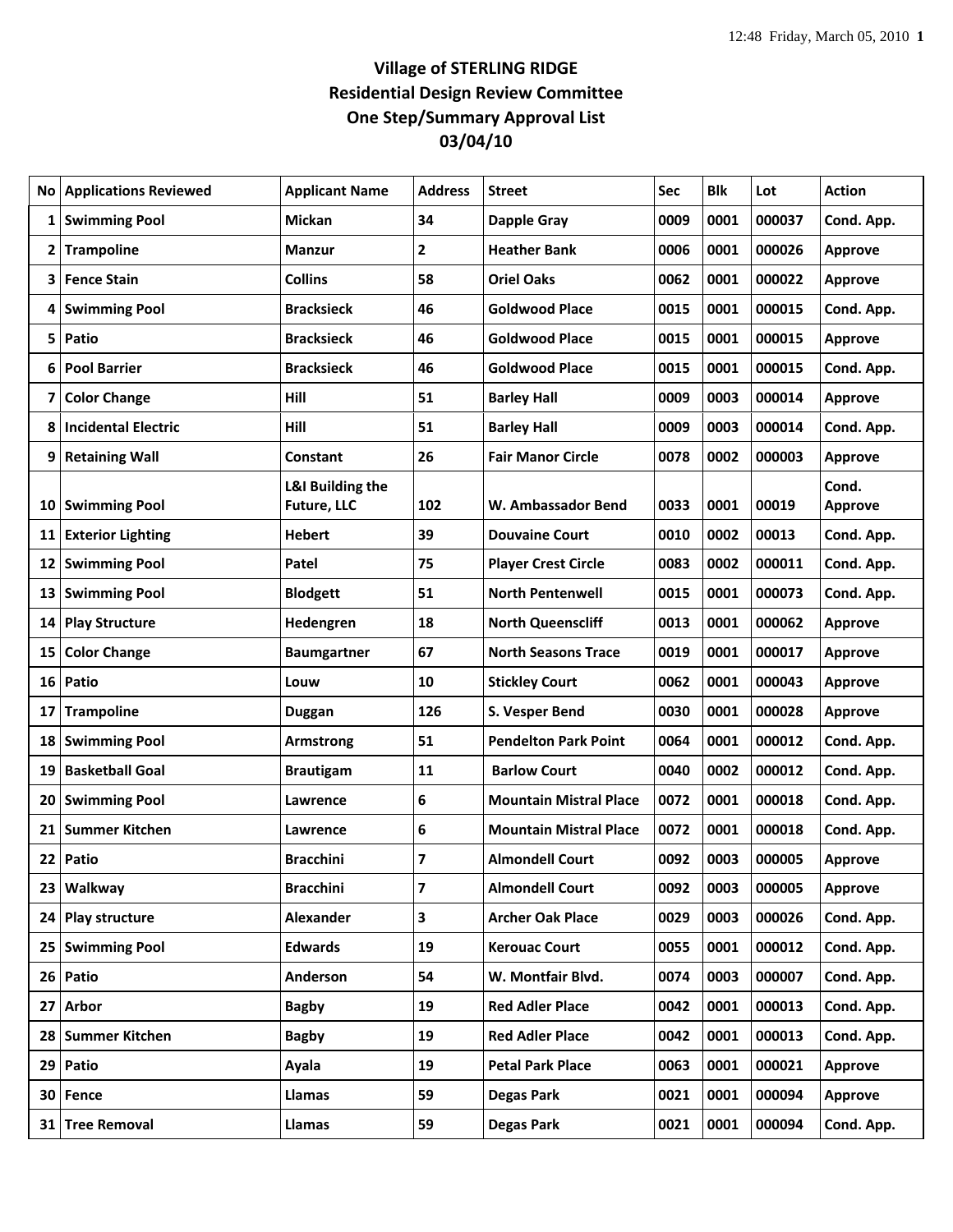# Village of STERLING RIDGE
## Residential Design Review Committee
## One Step/Summary Approval List
## 03/04/10

| No | Applications Reviewed | Applicant Name | Address | Street | Sec | Blk | Lot | Action |
|---|---|---|---|---|---|---|---|---|
| 1 | Swimming Pool | Mickan | 34 | Dapple Gray | 0009 | 0001 | 000037 | Cond. App. |
| 2 | Trampoline | Manzur | 2 | Heather Bank | 0006 | 0001 | 000026 | Approve |
| 3 | Fence Stain | Collins | 58 | Oriel Oaks | 0062 | 0001 | 000022 | Approve |
| 4 | Swimming Pool | Bracksieck | 46 | Goldwood Place | 0015 | 0001 | 000015 | Cond. App. |
| 5 | Patio | Bracksieck | 46 | Goldwood Place | 0015 | 0001 | 000015 | Approve |
| 6 | Pool Barrier | Bracksieck | 46 | Goldwood Place | 0015 | 0001 | 000015 | Cond. App. |
| 7 | Color Change | Hill | 51 | Barley Hall | 0009 | 0003 | 000014 | Approve |
| 8 | Incidental Electric | Hill | 51 | Barley Hall | 0009 | 0003 | 000014 | Cond. App. |
| 9 | Retaining Wall | Constant | 26 | Fair Manor Circle | 0078 | 0002 | 000003 | Approve |
| 10 | Swimming Pool | L&I Building the Future, LLC | 102 | W. Ambassador Bend | 0033 | 0001 | 00019 | Cond. Approve |
| 11 | Exterior Lighting | Hebert | 39 | Douvaine Court | 0010 | 0002 | 00013 | Cond. App. |
| 12 | Swimming Pool | Patel | 75 | Player Crest Circle | 0083 | 0002 | 000011 | Cond. App. |
| 13 | Swimming Pool | Blodgett | 51 | North Pentenwell | 0015 | 0001 | 000073 | Cond. App. |
| 14 | Play Structure | Hedengren | 18 | North Queenscliff | 0013 | 0001 | 000062 | Approve |
| 15 | Color Change | Baumgartner | 67 | North Seasons Trace | 0019 | 0001 | 000017 | Approve |
| 16 | Patio | Louw | 10 | Stickley Court | 0062 | 0001 | 000043 | Approve |
| 17 | Trampoline | Duggan | 126 | S. Vesper Bend | 0030 | 0001 | 000028 | Approve |
| 18 | Swimming Pool | Armstrong | 51 | Pendelton Park Point | 0064 | 0001 | 000012 | Cond. App. |
| 19 | Basketball Goal | Brautigam | 11 | Barlow Court | 0040 | 0002 | 000012 | Cond. App. |
| 20 | Swimming Pool | Lawrence | 6 | Mountain Mistral Place | 0072 | 0001 | 000018 | Cond. App. |
| 21 | Summer Kitchen | Lawrence | 6 | Mountain Mistral Place | 0072 | 0001 | 000018 | Cond. App. |
| 22 | Patio | Bracchini | 7 | Almondell Court | 0092 | 0003 | 000005 | Approve |
| 23 | Walkway | Bracchini | 7 | Almondell Court | 0092 | 0003 | 000005 | Approve |
| 24 | Play structure | Alexander | 3 | Archer Oak Place | 0029 | 0003 | 000026 | Cond. App. |
| 25 | Swimming Pool | Edwards | 19 | Kerouac Court | 0055 | 0001 | 000012 | Cond. App. |
| 26 | Patio | Anderson | 54 | W. Montfair Blvd. | 0074 | 0003 | 000007 | Cond. App. |
| 27 | Arbor | Bagby | 19 | Red Adler Place | 0042 | 0001 | 000013 | Cond. App. |
| 28 | Summer Kitchen | Bagby | 19 | Red Adler Place | 0042 | 0001 | 000013 | Cond. App. |
| 29 | Patio | Ayala | 19 | Petal Park Place | 0063 | 0001 | 000021 | Approve |
| 30 | Fence | Llamas | 59 | Degas Park | 0021 | 0001 | 000094 | Approve |
| 31 | Tree Removal | Llamas | 59 | Degas Park | 0021 | 0001 | 000094 | Cond. App. |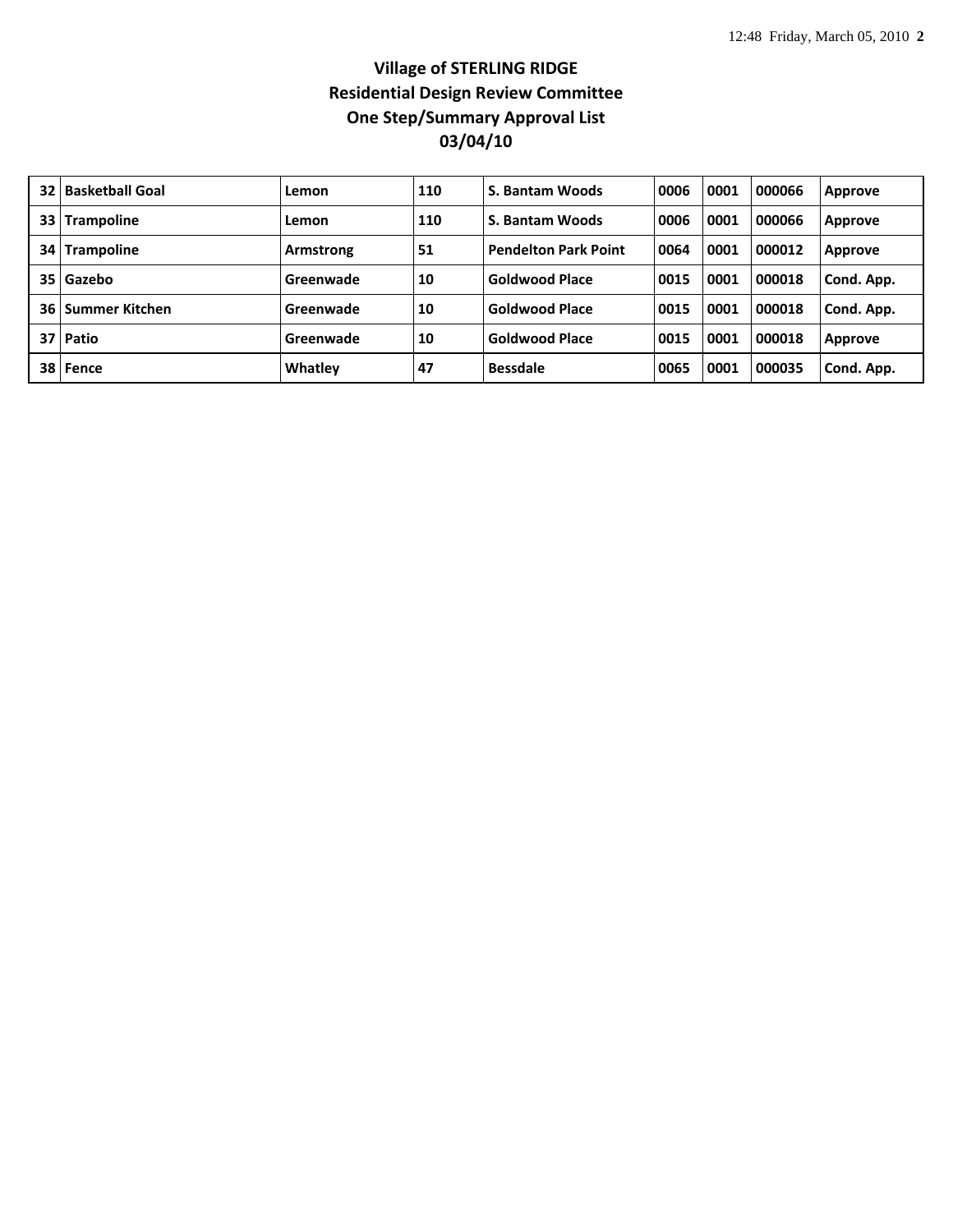**Village of STERLING RIDGE**
**Residential Design Review Committee**
**One Step/Summary Approval List**
**03/04/10**

| | | | | | | | | |
|---|---|---|---|---|---|---|---|---|
| 32 | Basketball Goal | Lemon | 110 | S. Bantam Woods | 0006 | 0001 | 000066 | Approve |
| 33 | Trampoline | Lemon | 110 | S. Bantam Woods | 0006 | 0001 | 000066 | Approve |
| 34 | Trampoline | Armstrong | 51 | Pendelton Park Point | 0064 | 0001 | 000012 | Approve |
| 35 | Gazebo | Greenwade | 10 | Goldwood Place | 0015 | 0001 | 000018 | Cond. App. |
| 36 | Summer Kitchen | Greenwade | 10 | Goldwood Place | 0015 | 0001 | 000018 | Cond. App. |
| 37 | Patio | Greenwade | 10 | Goldwood Place | 0015 | 0001 | 000018 | Approve |
| 38 | Fence | Whatley | 47 | Bessdale | 0065 | 0001 | 000035 | Cond. App. |